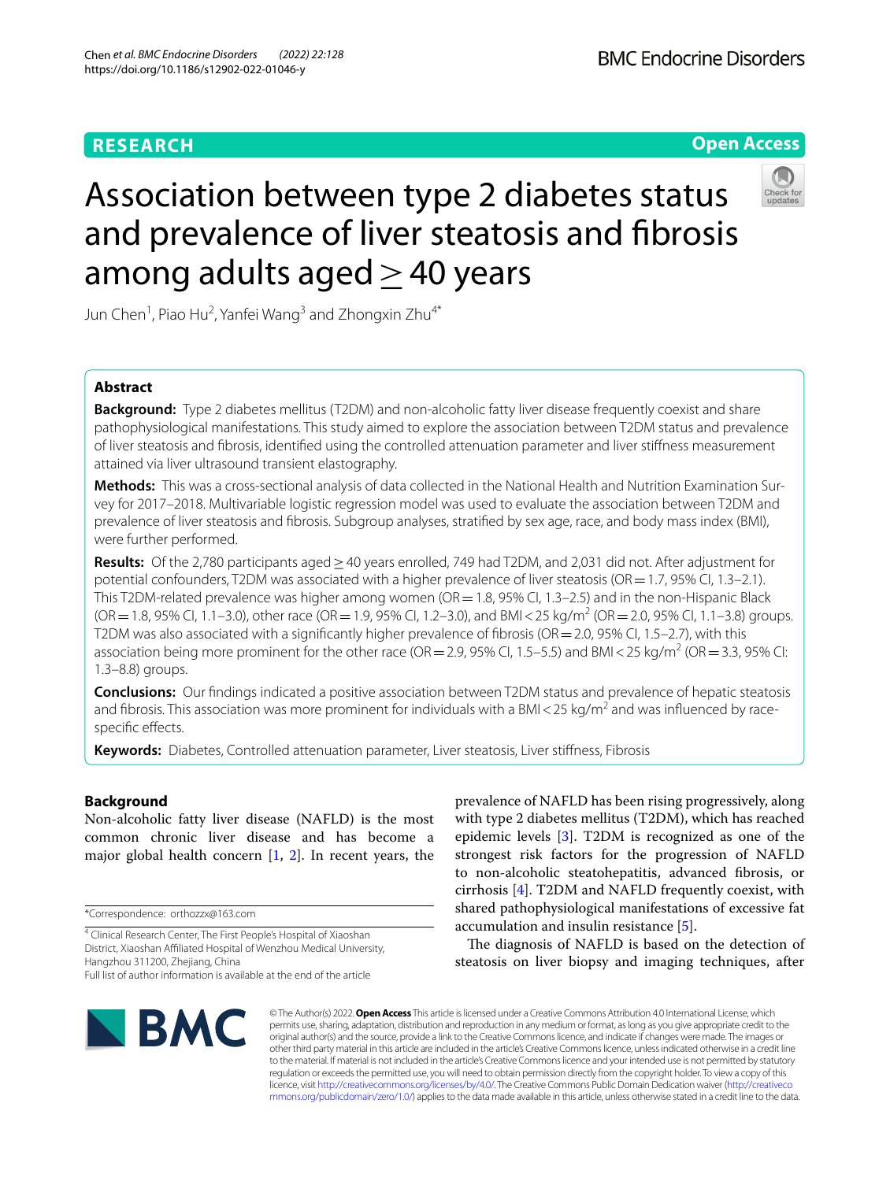RESEARCH

Open Access

# Association between type 2 diabetes status and prevalence of liver steatosis and fibrosis among adults aged ≥ 40 years

Jun Chen[1], Piao Hu[2], Yanfei Wang[3] and Zhongxin Zhu[4*]

## Abstract

**Background:** Type 2 diabetes mellitus (T2DM) and non-alcoholic fatty liver disease frequently coexist and share pathophysiological manifestations. This study aimed to explore the association between T2DM status and prevalence of liver steatosis and fibrosis, identified using the controlled attenuation parameter and liver stiffness measurement attained via liver ultrasound transient elastography.

**Methods:** This was a cross-sectional analysis of data collected in the National Health and Nutrition Examination Survey for 2017–2018. Multivariable logistic regression model was used to evaluate the association between T2DM and prevalence of liver steatosis and fibrosis. Subgroup analyses, stratified by sex age, race, and body mass index (BMI), were further performed.

**Results:** Of the 2,780 participants aged ≥ 40 years enrolled, 749 had T2DM, and 2,031 did not. After adjustment for potential confounders, T2DM was associated with a higher prevalence of liver steatosis (OR = 1.7, 95% CI, 1.3–2.1). This T2DM-related prevalence was higher among women (OR = 1.8, 95% CI, 1.3–2.5) and in the non-Hispanic Black (OR = 1.8, 95% CI, 1.1–3.0), other race (OR = 1.9, 95% CI, 1.2–3.0), and BMI < 25 kg/m$^2$ (OR = 2.0, 95% CI, 1.1–3.8) groups. T2DM was also associated with a significantly higher prevalence of fibrosis (OR = 2.0, 95% CI, 1.5–2.7), with this association being more prominent for the other race (OR = 2.9, 95% CI, 1.5–5.5) and BMI < 25 kg/m$^2$ (OR = 3.3, 95% CI: 1.3–8.8) groups.

**Conclusions:** Our findings indicated a positive association between T2DM status and prevalence of hepatic steatosis and fibrosis. This association was more prominent for individuals with a BMI < 25 kg/m$^2$ and was influenced by race-specific effects.

**Keywords:** Diabetes, Controlled attenuation parameter, Liver steatosis, Liver stiffness, Fibrosis

## Background

Non-alcoholic fatty liver disease (NAFLD) is the most common chronic liver disease and has become a major global health concern [1, 2]. In recent years, the prevalence of NAFLD has been rising progressively, along with type 2 diabetes mellitus (T2DM), which has reached epidemic levels [3]. T2DM is recognized as one of the strongest risk factors for the progression of NAFLD to non-alcoholic steatohepatitis, advanced fibrosis, or cirrhosis [4]. T2DM and NAFLD frequently coexist, with shared pathophysiological manifestations of excessive fat accumulation and insulin resistance [5].

The diagnosis of NAFLD is based on the detection of steatosis on liver biopsy and imaging techniques, after

*Correspondence: orthozzx@163.com

[4] Clinical Research Center, The First People's Hospital of Xiaoshan District, Xiaoshan Affiliated Hospital of Wenzhou Medical University, Hangzhou 311200, Zhejiang, China

Full list of author information is available at the end of the article

© The Author(s) 2022. **Open Access** This article is licensed under a Creative Commons Attribution 4.0 International License, which permits use, sharing, adaptation, distribution and reproduction in any medium or format, as long as you give appropriate credit to the original author(s) and the source, provide a link to the Creative Commons licence, and indicate if changes were made. The images or other third party material in this article are included in the article's Creative Commons licence, unless indicated otherwise in a credit line to the material. If material is not included in the article's Creative Commons licence and your intended use is not permitted by statutory regulation or exceeds the permitted use, you will need to obtain permission directly from the copyright holder. To view a copy of this licence, visit http://creativecommons.org/licenses/by/4.0/. The Creative Commons Public Domain Dedication waiver (http://creativecommons.org/publicdomain/zero/1.0/) applies to the data made available in this article, unless otherwise stated in a credit line to the data.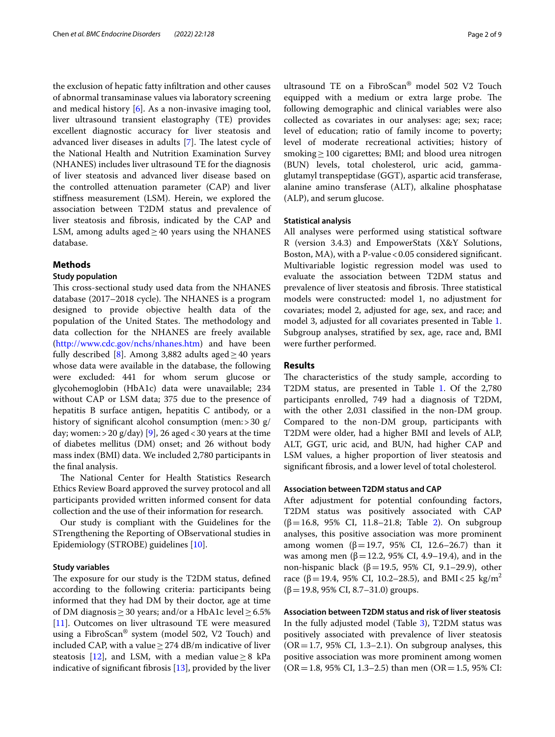the exclusion of hepatic fatty infiltration and other causes of abnormal transaminase values via laboratory screening and medical history [6]. As a non-invasive imaging tool, liver ultrasound transient elastography (TE) provides excellent diagnostic accuracy for liver steatosis and advanced liver diseases in adults [7]. The latest cycle of the National Health and Nutrition Examination Survey (NHANES) includes liver ultrasound TE for the diagnosis of liver steatosis and advanced liver disease based on the controlled attenuation parameter (CAP) and liver stiffness measurement (LSM). Herein, we explored the association between T2DM status and prevalence of liver steatosis and fibrosis, indicated by the CAP and LSM, among adults aged ≥ 40 years using the NHANES database.

## Methods

### Study population

This cross-sectional study used data from the NHANES database (2017–2018 cycle). The NHANES is a program designed to provide objective health data of the population of the United States. The methodology and data collection for the NHANES are freely available (http://www.cdc.gov/nchs/nhanes.htm) and have been fully described [8]. Among 3,882 adults aged ≥ 40 years whose data were available in the database, the following were excluded: 441 for whom serum glucose or glycohemoglobin (HbA1c) data were unavailable; 234 without CAP or LSM data; 375 due to the presence of hepatitis B surface antigen, hepatitis C antibody, or a history of significant alcohol consumption (men: > 30 g/day; women: > 20 g/day) [9], 26 aged < 30 years at the time of diabetes mellitus (DM) onset; and 26 without body mass index (BMI) data. We included 2,780 participants in the final analysis.

The National Center for Health Statistics Research Ethics Review Board approved the survey protocol and all participants provided written informed consent for data collection and the use of their information for research.

Our study is compliant with the Guidelines for the STrengthening the Reporting of OBservational studies in Epidemiology (STROBE) guidelines [10].

### Study variables

The exposure for our study is the T2DM status, defined according to the following criteria: participants being informed that they had DM by their doctor, age at time of DM diagnosis ≥ 30 years; and/or a HbA1c level ≥ 6.5% [11]. Outcomes on liver ultrasound TE were measured using a FibroScan® system (model 502, V2 Touch) and included CAP, with a value ≥ 274 dB/m indicative of liver steatosis [12], and LSM, with a median value ≥ 8 kPa indicative of significant fibrosis [13], provided by the liver ultrasound TE on a FibroScan® model 502 V2 Touch equipped with a medium or extra large probe. The following demographic and clinical variables were also collected as covariates in our analyses: age; sex; race; level of education; ratio of family income to poverty; level of moderate recreational activities; history of smoking ≥ 100 cigarettes; BMI; and blood urea nitrogen (BUN) levels, total cholesterol, uric acid, gamma-glutamyl transpeptidase (GGT), aspartic acid transferase, alanine amino transferase (ALT), alkaline phosphatase (ALP), and serum glucose.

### Statistical analysis

All analyses were performed using statistical software R (version 3.4.3) and EmpowerStats (X&Y Solutions, Boston, MA), with a P-value < 0.05 considered significant. Multivariable logistic regression model was used to evaluate the association between T2DM status and prevalence of liver steatosis and fibrosis. Three statistical models were constructed: model 1, no adjustment for covariates; model 2, adjusted for age, sex, and race; and model 3, adjusted for all covariates presented in Table 1. Subgroup analyses, stratified by sex, age, race and, BMI were further performed.

## Results

The characteristics of the study sample, according to T2DM status, are presented in Table 1. Of the 2,780 participants enrolled, 749 had a diagnosis of T2DM, with the other 2,031 classified in the non-DM group. Compared to the non-DM group, participants with T2DM were older, had a higher BMI and levels of ALP, ALT, GGT, uric acid, and BUN, had higher CAP and LSM values, a higher proportion of liver steatosis and significant fibrosis, and a lower level of total cholesterol.

### Association between T2DM status and CAP

After adjustment for potential confounding factors, T2DM status was positively associated with CAP (β = 16.8, 95% CI, 11.8–21.8; Table 2). On subgroup analyses, this positive association was more prominent among women (β = 19.7, 95% CI, 12.6–26.7) than it was among men (β = 12.2, 95% CI, 4.9–19.4), and in the non-hispanic black (β = 19.5, 95% CI, 9.1–29.9), other race (β = 19.4, 95% CI, 10.2–28.5), and BMI < 25 kg/m² (β = 19.8, 95% CI, 8.7–31.0) groups.

### Association between T2DM status and risk of liver steatosis

In the fully adjusted model (Table 3), T2DM status was positively associated with prevalence of liver steatosis (OR = 1.7, 95% CI, 1.3–2.1). On subgroup analyses, this positive association was more prominent among women (OR = 1.8, 95% CI, 1.3–2.5) than men (OR = 1.5, 95% CI: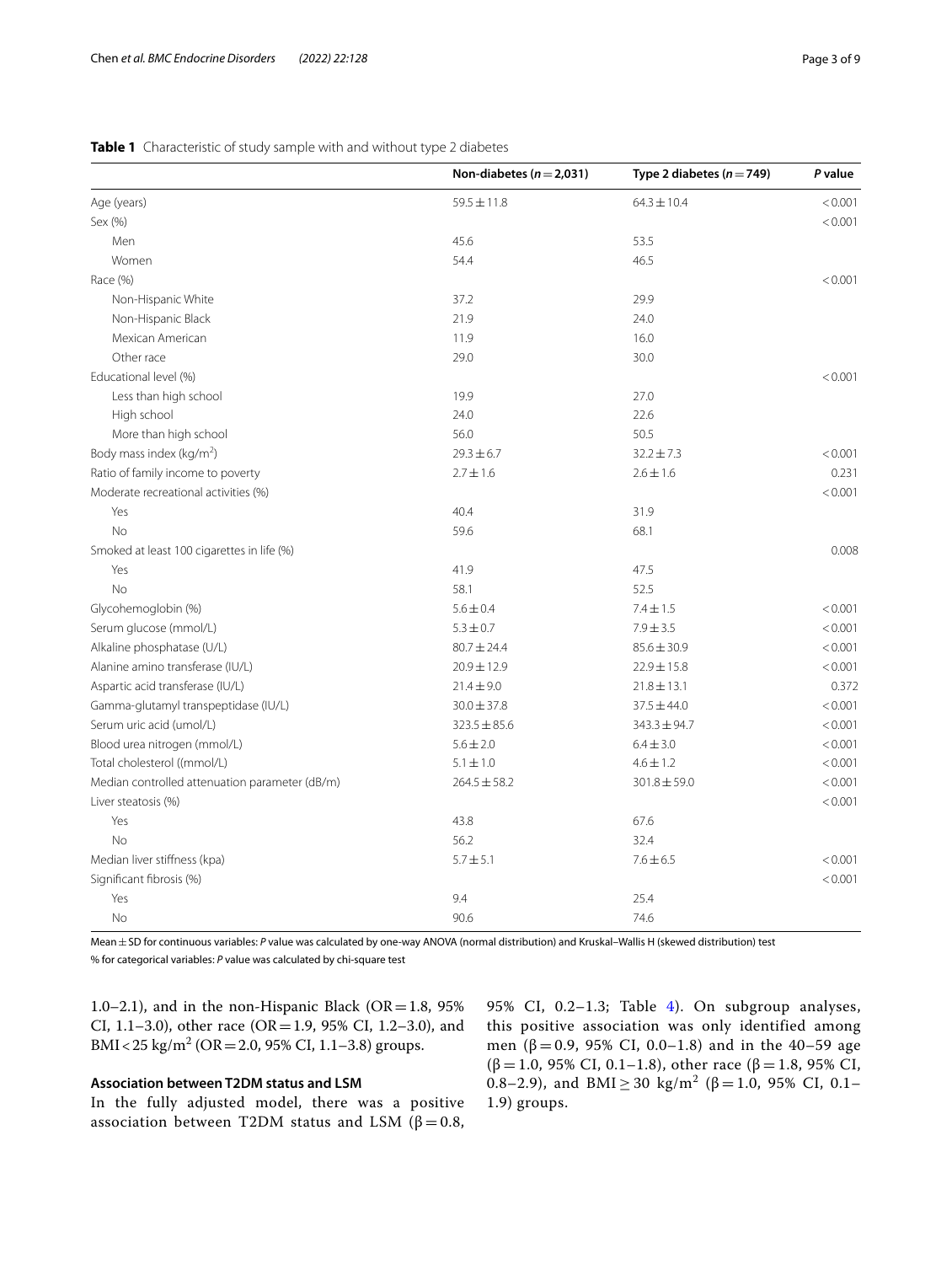**Table 1** Characteristic of study sample with and without type 2 diabetes

| | Non-diabetes ($n=2,031$) | Type 2 diabetes ($n=749$) | *P* value |
|---|---|---|---|
| Age (years) | 59.5 ± 11.8 | 64.3 ± 10.4 | < 0.001 |
| Sex (%) | | | < 0.001 |
| Men | 45.6 | 53.5 | |
| Women | 54.4 | 46.5 | |
| Race (%) | | | < 0.001 |
| Non-Hispanic White | 37.2 | 29.9 | |
| Non-Hispanic Black | 21.9 | 24.0 | |
| Mexican American | 11.9 | 16.0 | |
| Other race | 29.0 | 30.0 | |
| Educational level (%) | | | < 0.001 |
| Less than high school | 19.9 | 27.0 | |
| High school | 24.0 | 22.6 | |
| More than high school | 56.0 | 50.5 | |
| Body mass index (kg/m$^2$) | 29.3 ± 6.7 | 32.2 ± 7.3 | < 0.001 |
| Ratio of family income to poverty | 2.7 ± 1.6 | 2.6 ± 1.6 | 0.231 |
| Moderate recreational activities (%) | | | < 0.001 |
| Yes | 40.4 | 31.9 | |
| No | 59.6 | 68.1 | |
| Smoked at least 100 cigarettes in life (%) | | | 0.008 |
| Yes | 41.9 | 47.5 | |
| No | 58.1 | 52.5 | |
| Glycohemoglobin (%) | 5.6 ± 0.4 | 7.4 ± 1.5 | < 0.001 |
| Serum glucose (mmol/L) | 5.3 ± 0.7 | 7.9 ± 3.5 | < 0.001 |
| Alkaline phosphatase (U/L) | 80.7 ± 24.4 | 85.6 ± 30.9 | < 0.001 |
| Alanine amino transferase (IU/L) | 20.9 ± 12.9 | 22.9 ± 15.8 | < 0.001 |
| Aspartic acid transferase (IU/L) | 21.4 ± 9.0 | 21.8 ± 13.1 | 0.372 |
| Gamma-glutamyl transpeptidase (IU/L) | 30.0 ± 37.8 | 37.5 ± 44.0 | < 0.001 |
| Serum uric acid (umol/L) | 323.5 ± 85.6 | 343.3 ± 94.7 | < 0.001 |
| Blood urea nitrogen (mmol/L) | 5.6 ± 2.0 | 6.4 ± 3.0 | < 0.001 |
| Total cholesterol ((mmol/L) | 5.1 ± 1.0 | 4.6 ± 1.2 | < 0.001 |
| Median controlled attenuation parameter (dB/m) | 264.5 ± 58.2 | 301.8 ± 59.0 | < 0.001 |
| Liver steatosis (%) | | | < 0.001 |
| Yes | 43.8 | 67.6 | |
| No | 56.2 | 32.4 | |
| Median liver stiffness (kpa) | 5.7 ± 5.1 | 7.6 ± 6.5 | < 0.001 |
| Significant fibrosis (%) | | | < 0.001 |
| Yes | 9.4 | 25.4 | |
| No | 90.6 | 74.6 | |

Mean ± SD for continuous variables: *P* value was calculated by one-way ANOVA (normal distribution) and Kruskal–Wallis H (skewed distribution) test

% for categorical variables: *P* value was calculated by chi-square test

1.0–2.1), and in the non-Hispanic Black (OR = 1.8, 95% CI, 1.1–3.0), other race (OR = 1.9, 95% CI, 1.2–3.0), and BMI < 25 kg/m$^2$ (OR = 2.0, 95% CI, 1.1–3.8) groups.

### Association between T2DM status and LSM

In the fully adjusted model, there was a positive association between T2DM status and LSM ($\beta = 0.8$, 95% CI, 0.2–1.3; Table 4). On subgroup analyses, this positive association was only identified among men ($\beta = 0.9$, 95% CI, 0.0–1.8) and in the 40–59 age ($\beta = 1.0$, 95% CI, 0.1–1.8), other race ($\beta = 1.8$, 95% CI, 0.8–2.9), and BMI ≥ 30 kg/m$^2$ ($\beta = 1.0$, 95% CI, 0.1–1.9) groups.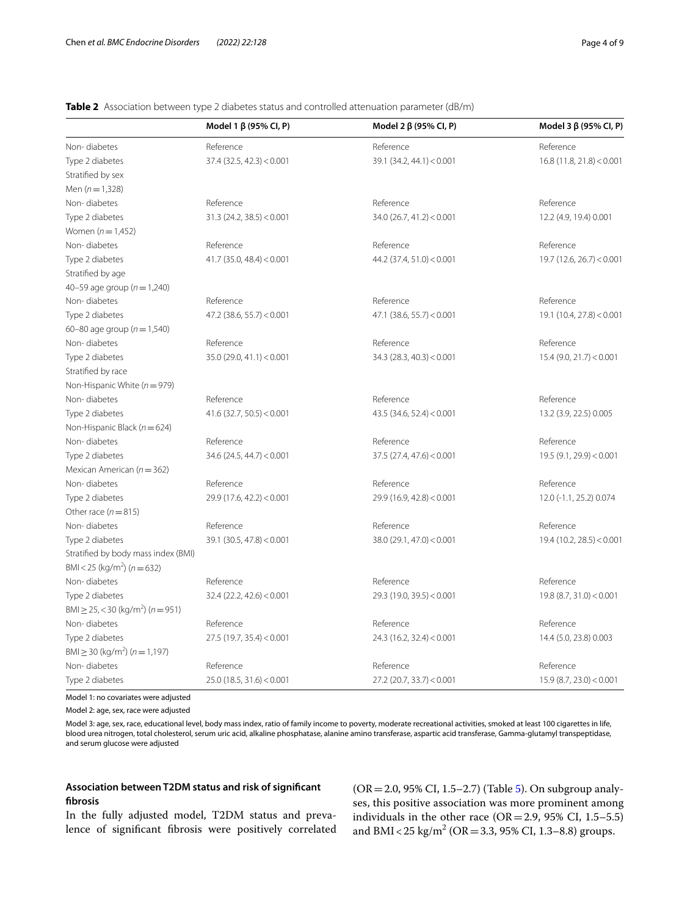**Table 2** Association between type 2 diabetes status and controlled attenuation parameter (dB/m)

| | Model 1 β (95% CI, P) | Model 2 β (95% CI, P) | Model 3 β (95% CI, P) |
|---|---|---|---|
| Non- diabetes | Reference | Reference | Reference |
| Type 2 diabetes | 37.4 (32.5, 42.3) < 0.001 | 39.1 (34.2, 44.1) < 0.001 | 16.8 (11.8, 21.8) < 0.001 |
| Stratified by sex | | | |
| Men ($n = 1{,}328$) | | | |
| Non- diabetes | Reference | Reference | Reference |
| Type 2 diabetes | 31.3 (24.2, 38.5) < 0.001 | 34.0 (26.7, 41.2) < 0.001 | 12.2 (4.9, 19.4) 0.001 |
| Women ($n = 1{,}452$) | | | |
| Non- diabetes | Reference | Reference | Reference |
| Type 2 diabetes | 41.7 (35.0, 48.4) < 0.001 | 44.2 (37.4, 51.0) < 0.001 | 19.7 (12.6, 26.7) < 0.001 |
| Stratified by age | | | |
| 40–59 age group ($n = 1{,}240$) | | | |
| Non- diabetes | Reference | Reference | Reference |
| Type 2 diabetes | 47.2 (38.6, 55.7) < 0.001 | 47.1 (38.6, 55.7) < 0.001 | 19.1 (10.4, 27.8) < 0.001 |
| 60–80 age group ($n = 1{,}540$) | | | |
| Non- diabetes | Reference | Reference | Reference |
| Type 2 diabetes | 35.0 (29.0, 41.1) < 0.001 | 34.3 (28.3, 40.3) < 0.001 | 15.4 (9.0, 21.7) < 0.001 |
| Stratified by race | | | |
| Non-Hispanic White ($n = 979$) | | | |
| Non- diabetes | Reference | Reference | Reference |
| Type 2 diabetes | 41.6 (32.7, 50.5) < 0.001 | 43.5 (34.6, 52.4) < 0.001 | 13.2 (3.9, 22.5) 0.005 |
| Non-Hispanic Black ($n = 624$) | | | |
| Non- diabetes | Reference | Reference | Reference |
| Type 2 diabetes | 34.6 (24.5, 44.7) < 0.001 | 37.5 (27.4, 47.6) < 0.001 | 19.5 (9.1, 29.9) < 0.001 |
| Mexican American ($n = 362$) | | | |
| Non- diabetes | Reference | Reference | Reference |
| Type 2 diabetes | 29.9 (17.6, 42.2) < 0.001 | 29.9 (16.9, 42.8) < 0.001 | 12.0 (-1.1, 25.2) 0.074 |
| Other race ($n = 815$) | | | |
| Non- diabetes | Reference | Reference | Reference |
| Type 2 diabetes | 39.1 (30.5, 47.8) < 0.001 | 38.0 (29.1, 47.0) < 0.001 | 19.4 (10.2, 28.5) < 0.001 |
| Stratified by body mass index (BMI) | | | |
| BMI < 25 (kg/m$^2$) ($n = 632$) | | | |
| Non- diabetes | Reference | Reference | Reference |
| Type 2 diabetes | 32.4 (22.2, 42.6) < 0.001 | 29.3 (19.0, 39.5) < 0.001 | 19.8 (8.7, 31.0) < 0.001 |
| BMI ≥ 25, < 30 (kg/m$^2$) ($n = 951$) | | | |
| Non- diabetes | Reference | Reference | Reference |
| Type 2 diabetes | 27.5 (19.7, 35.4) < 0.001 | 24.3 (16.2, 32.4) < 0.001 | 14.4 (5.0, 23.8) 0.003 |
| BMI ≥ 30 (kg/m$^2$) ($n = 1{,}197$) | | | |
| Non- diabetes | Reference | Reference | Reference |
| Type 2 diabetes | 25.0 (18.5, 31.6) < 0.001 | 27.2 (20.7, 33.7) < 0.001 | 15.9 (8.7, 23.0) < 0.001 |

Model 1: no covariates were adjusted

Model 2: age, sex, race were adjusted

Model 3: age, sex, race, educational level, body mass index, ratio of family income to poverty, moderate recreational activities, smoked at least 100 cigarettes in life, blood urea nitrogen, total cholesterol, serum uric acid, alkaline phosphatase, alanine amino transferase, aspartic acid transferase, Gamma-glutamyl transpeptidase, and serum glucose were adjusted

### Association between T2DM status and risk of significant fibrosis

In the fully adjusted model, T2DM status and prevalence of significant fibrosis were positively correlated (OR = 2.0, 95% CI, 1.5–2.7) (Table 5). On subgroup analyses, this positive association was more prominent among individuals in the other race (OR = 2.9, 95% CI, 1.5–5.5) and BMI < 25 kg/m$^2$ (OR = 3.3, 95% CI, 1.3–8.8) groups.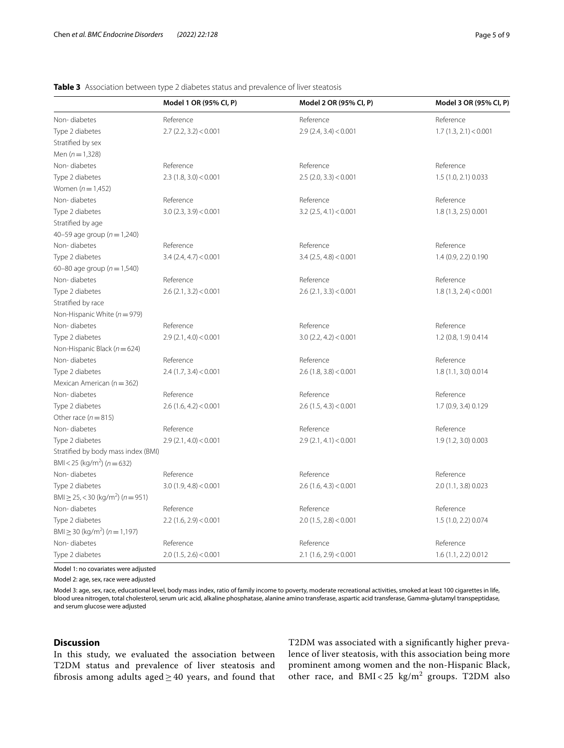**Table 3** Association between type 2 diabetes status and prevalence of liver steatosis

| | Model 1 OR (95% CI, P) | Model 2 OR (95% CI, P) | Model 3 OR (95% CI, P) |
|---|---|---|---|
| Non- diabetes | Reference | Reference | Reference |
| Type 2 diabetes | 2.7 (2.2, 3.2) < 0.001 | 2.9 (2.4, 3.4) < 0.001 | 1.7 (1.3, 2.1) < 0.001 |
| Stratified by sex | | | |
| Men ($n = 1,328$) | | | |
| Non- diabetes | Reference | Reference | Reference |
| Type 2 diabetes | 2.3 (1.8, 3.0) < 0.001 | 2.5 (2.0, 3.3) < 0.001 | 1.5 (1.0, 2.1) 0.033 |
| Women ($n = 1,452$) | | | |
| Non- diabetes | Reference | Reference | Reference |
| Type 2 diabetes | 3.0 (2.3, 3.9) < 0.001 | 3.2 (2.5, 4.1) < 0.001 | 1.8 (1.3, 2.5) 0.001 |
| Stratified by age | | | |
| 40–59 age group ($n = 1,240$) | | | |
| Non- diabetes | Reference | Reference | Reference |
| Type 2 diabetes | 3.4 (2.4, 4.7) < 0.001 | 3.4 (2.5, 4.8) < 0.001 | 1.4 (0.9, 2.2) 0.190 |
| 60–80 age group ($n = 1,540$) | | | |
| Non- diabetes | Reference | Reference | Reference |
| Type 2 diabetes | 2.6 (2.1, 3.2) < 0.001 | 2.6 (2.1, 3.3) < 0.001 | 1.8 (1.3, 2.4) < 0.001 |
| Stratified by race | | | |
| Non-Hispanic White ($n = 979$) | | | |
| Non- diabetes | Reference | Reference | Reference |
| Type 2 diabetes | 2.9 (2.1, 4.0) < 0.001 | 3.0 (2.2, 4.2) < 0.001 | 1.2 (0.8, 1.9) 0.414 |
| Non-Hispanic Black ($n = 624$) | | | |
| Non- diabetes | Reference | Reference | Reference |
| Type 2 diabetes | 2.4 (1.7, 3.4) < 0.001 | 2.6 (1.8, 3.8) < 0.001 | 1.8 (1.1, 3.0) 0.014 |
| Mexican American (n = 362) | | | |
| Non- diabetes | Reference | Reference | Reference |
| Type 2 diabetes | 2.6 (1.6, 4.2) < 0.001 | 2.6 (1.5, 4.3) < 0.001 | 1.7 (0.9, 3.4) 0.129 |
| Other race ($n = 815$) | | | |
| Non- diabetes | Reference | Reference | Reference |
| Type 2 diabetes | 2.9 (2.1, 4.0) < 0.001 | 2.9 (2.1, 4.1) < 0.001 | 1.9 (1.2, 3.0) 0.003 |
| Stratified by body mass index (BMI) | | | |
| BMI < 25 (kg/m$^2$) ($n = 632$) | | | |
| Non- diabetes | Reference | Reference | Reference |
| Type 2 diabetes | 3.0 (1.9, 4.8) < 0.001 | 2.6 (1.6, 4.3) < 0.001 | 2.0 (1.1, 3.8) 0.023 |
| BMI ≥ 25, < 30 (kg/m$^2$) ($n = 951$) | | | |
| Non- diabetes | Reference | Reference | Reference |
| Type 2 diabetes | 2.2 (1.6, 2.9) < 0.001 | 2.0 (1.5, 2.8) < 0.001 | 1.5 (1.0, 2.2) 0.074 |
| BMI ≥ 30 (kg/m$^2$) ($n = 1,197$) | | | |
| Non- diabetes | Reference | Reference | Reference |
| Type 2 diabetes | 2.0 (1.5, 2.6) < 0.001 | 2.1 (1.6, 2.9) < 0.001 | 1.6 (1.1, 2.2) 0.012 |

Model 1: no covariates were adjusted

Model 2: age, sex, race were adjusted

Model 3: age, sex, race, educational level, body mass index, ratio of family income to poverty, moderate recreational activities, smoked at least 100 cigarettes in life, blood urea nitrogen, total cholesterol, serum uric acid, alkaline phosphatase, alanine amino transferase, aspartic acid transferase, Gamma-glutamyl transpeptidase, and serum glucose were adjusted

## Discussion

In this study, we evaluated the association between T2DM status and prevalence of liver steatosis and fibrosis among adults aged ≥ 40 years, and found that T2DM was associated with a significantly higher prevalence of liver steatosis, with this association being more prominent among women and the non-Hispanic Black, other race, and BMI < 25 kg/m$^2$ groups. T2DM also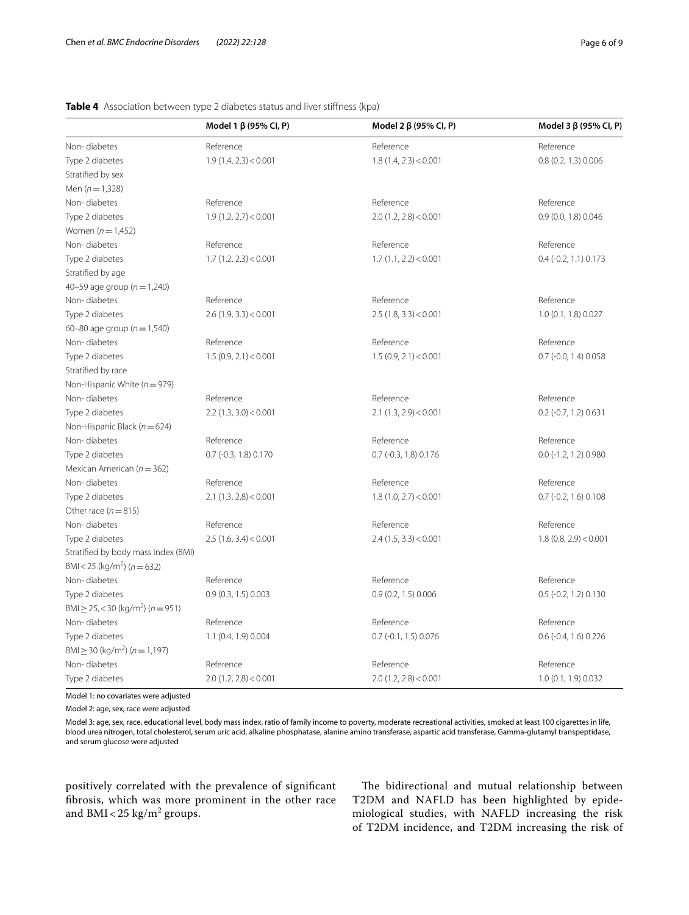**Table 4** Association between type 2 diabetes status and liver stiffness (kpa)

| | Model 1 β (95% CI, P) | Model 2 β (95% CI, P) | Model 3 β (95% CI, P) |
|---|---|---|---|
| Non- diabetes | Reference | Reference | Reference |
| Type 2 diabetes | 1.9 (1.4, 2.3) < 0.001 | 1.8 (1.4, 2.3) < 0.001 | 0.8 (0.2, 1.3) 0.006 |
| Stratified by sex | | | |
| Men ($n = 1,328$) | | | |
| Non- diabetes | Reference | Reference | Reference |
| Type 2 diabetes | 1.9 (1.2, 2.7) < 0.001 | 2.0 (1.2, 2.8) < 0.001 | 0.9 (0.0, 1.8) 0.046 |
| Women ($n = 1,452$) | | | |
| Non- diabetes | Reference | Reference | Reference |
| Type 2 diabetes | 1.7 (1.2, 2.3) < 0.001 | 1.7 (1.1, 2.2) < 0.001 | 0.4 (-0.2, 1.1) 0.173 |
| Stratified by age | | | |
| 40–59 age group ($n = 1,240$) | | | |
| Non- diabetes | Reference | Reference | Reference |
| Type 2 diabetes | 2.6 (1.9, 3.3) < 0.001 | 2.5 (1.8, 3.3) < 0.001 | 1.0 (0.1, 1.8) 0.027 |
| 60–80 age group ($n = 1,540$) | | | |
| Non- diabetes | Reference | Reference | Reference |
| Type 2 diabetes | 1.5 (0.9, 2.1) < 0.001 | 1.5 (0.9, 2.1) < 0.001 | 0.7 (-0.0, 1.4) 0.058 |
| Stratified by race | | | |
| Non-Hispanic White ($n = 979$) | | | |
| Non- diabetes | Reference | Reference | Reference |
| Type 2 diabetes | 2.2 (1.3, 3.0) < 0.001 | 2.1 (1.3, 2.9) < 0.001 | 0.2 (-0.7, 1.2) 0.631 |
| Non-Hispanic Black ($n = 624$) | | | |
| Non- diabetes | Reference | Reference | Reference |
| Type 2 diabetes | 0.7 (-0.3, 1.8) 0.170 | 0.7 (-0.3, 1.8) 0.176 | 0.0 (-1.2, 1.2) 0.980 |
| Mexican American ($n = 362$) | | | |
| Non- diabetes | Reference | Reference | Reference |
| Type 2 diabetes | 2.1 (1.3, 2.8) < 0.001 | 1.8 (1.0, 2.7) < 0.001 | 0.7 (-0.2, 1.6) 0.108 |
| Other race ($n = 815$) | | | |
| Non- diabetes | Reference | Reference | Reference |
| Type 2 diabetes | 2.5 (1.6, 3.4) < 0.001 | 2.4 (1.5, 3.3) < 0.001 | 1.8 (0.8, 2.9) < 0.001 |
| Stratified by body mass index (BMI) | | | |
| BMI < 25 (kg/m$^2$) ($n = 632$) | | | |
| Non- diabetes | Reference | Reference | Reference |
| Type 2 diabetes | 0.9 (0.3, 1.5) 0.003 | 0.9 (0.2, 1.5) 0.006 | 0.5 (-0.2, 1.2) 0.130 |
| BMI ≥ 25, < 30 (kg/m$^2$) ($n = 951$) | | | |
| Non- diabetes | Reference | Reference | Reference |
| Type 2 diabetes | 1.1 (0.4, 1.9) 0.004 | 0.7 (-0.1, 1.5) 0.076 | 0.6 (-0.4, 1.6) 0.226 |
| BMI ≥ 30 (kg/m$^2$) ($n = 1,197$) | | | |
| Non- diabetes | Reference | Reference | Reference |
| Type 2 diabetes | 2.0 (1.2, 2.8) < 0.001 | 2.0 (1.2, 2.8) < 0.001 | 1.0 (0.1, 1.9) 0.032 |

Model 1: no covariates were adjusted

Model 2: age, sex, race were adjusted

Model 3: age, sex, race, educational level, body mass index, ratio of family income to poverty, moderate recreational activities, smoked at least 100 cigarettes in life, blood urea nitrogen, total cholesterol, serum uric acid, alkaline phosphatase, alanine amino transferase, aspartic acid transferase, Gamma-glutamyl transpeptidase, and serum glucose were adjusted

positively correlated with the prevalence of significant fibrosis, which was more prominent in the other race and BMI < 25 kg/m$^2$ groups.

The bidirectional and mutual relationship between T2DM and NAFLD has been highlighted by epidemiological studies, with NAFLD increasing the risk of T2DM incidence, and T2DM increasing the risk of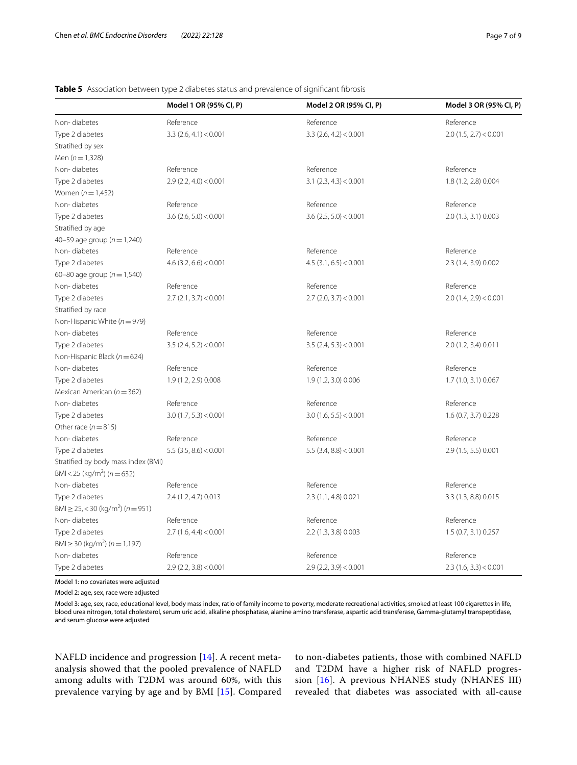**Table 5** Association between type 2 diabetes status and prevalence of significant fibrosis

| | Model 1 OR (95% CI, P) | Model 2 OR (95% CI, P) | Model 3 OR (95% CI, P) |
|---|---|---|---|
| Non- diabetes | Reference | Reference | Reference |
| Type 2 diabetes | 3.3 (2.6, 4.1) < 0.001 | 3.3 (2.6, 4.2) < 0.001 | 2.0 (1.5, 2.7) < 0.001 |
| Stratified by sex | | | |
| Men ($n$ = 1,328) | | | |
| Non- diabetes | Reference | Reference | Reference |
| Type 2 diabetes | 2.9 (2.2, 4.0) < 0.001 | 3.1 (2.3, 4.3) < 0.001 | 1.8 (1.2, 2.8) 0.004 |
| Women ($n$ = 1,452) | | | |
| Non- diabetes | Reference | Reference | Reference |
| Type 2 diabetes | 3.6 (2.6, 5.0) < 0.001 | 3.6 (2.5, 5.0) < 0.001 | 2.0 (1.3, 3.1) 0.003 |
| Stratified by age | | | |
| 40–59 age group ($n$ = 1,240) | | | |
| Non- diabetes | Reference | Reference | Reference |
| Type 2 diabetes | 4.6 (3.2, 6.6) < 0.001 | 4.5 (3.1, 6.5) < 0.001 | 2.3 (1.4, 3.9) 0.002 |
| 60–80 age group ($n$ = 1,540) | | | |
| Non- diabetes | Reference | Reference | Reference |
| Type 2 diabetes | 2.7 (2.1, 3.7) < 0.001 | 2.7 (2.0, 3.7) < 0.001 | 2.0 (1.4, 2.9) < 0.001 |
| Stratified by race | | | |
| Non-Hispanic White ($n$ = 979) | | | |
| Non- diabetes | Reference | Reference | Reference |
| Type 2 diabetes | 3.5 (2.4, 5.2) < 0.001 | 3.5 (2.4, 5.3) < 0.001 | 2.0 (1.2, 3.4) 0.011 |
| Non-Hispanic Black ($n$ = 624) | | | |
| Non- diabetes | Reference | Reference | Reference |
| Type 2 diabetes | 1.9 (1.2, 2.9) 0.008 | 1.9 (1.2, 3.0) 0.006 | 1.7 (1.0, 3.1) 0.067 |
| Mexican American ($n$ = 362) | | | |
| Non- diabetes | Reference | Reference | Reference |
| Type 2 diabetes | 3.0 (1.7, 5.3) < 0.001 | 3.0 (1.6, 5.5) < 0.001 | 1.6 (0.7, 3.7) 0.228 |
| Other race ($n$ = 815) | | | |
| Non- diabetes | Reference | Reference | Reference |
| Type 2 diabetes | 5.5 (3.5, 8.6) < 0.001 | 5.5 (3.4, 8.8) < 0.001 | 2.9 (1.5, 5.5) 0.001 |
| Stratified by body mass index (BMI) | | | |
| BMI < 25 (kg/m$^2$) ($n$ = 632) | | | |
| Non- diabetes | Reference | Reference | Reference |
| Type 2 diabetes | 2.4 (1.2, 4.7) 0.013 | 2.3 (1.1, 4.8) 0.021 | 3.3 (1.3, 8.8) 0.015 |
| BMI ≥ 25, < 30 (kg/m$^2$) ($n$ = 951) | | | |
| Non- diabetes | Reference | Reference | Reference |
| Type 2 diabetes | 2.7 (1.6, 4.4) < 0.001 | 2.2 (1.3, 3.8) 0.003 | 1.5 (0.7, 3.1) 0.257 |
| BMI ≥ 30 (kg/m$^2$) ($n$ = 1,197) | | | |
| Non- diabetes | Reference | Reference | Reference |
| Type 2 diabetes | 2.9 (2.2, 3.8) < 0.001 | 2.9 (2.2, 3.9) < 0.001 | 2.3 (1.6, 3.3) < 0.001 |

Model 1: no covariates were adjusted

Model 2: age, sex, race were adjusted

Model 3: age, sex, race, educational level, body mass index, ratio of family income to poverty, moderate recreational activities, smoked at least 100 cigarettes in life, blood urea nitrogen, total cholesterol, serum uric acid, alkaline phosphatase, alanine amino transferase, aspartic acid transferase, Gamma-glutamyl transpeptidase, and serum glucose were adjusted

NAFLD incidence and progression [14]. A recent meta-analysis showed that the pooled prevalence of NAFLD among adults with T2DM was around 60%, with this prevalence varying by age and by BMI [15]. Compared to non-diabetes patients, those with combined NAFLD and T2DM have a higher risk of NAFLD progression [16]. A previous NHANES study (NHANES III) revealed that diabetes was associated with all-cause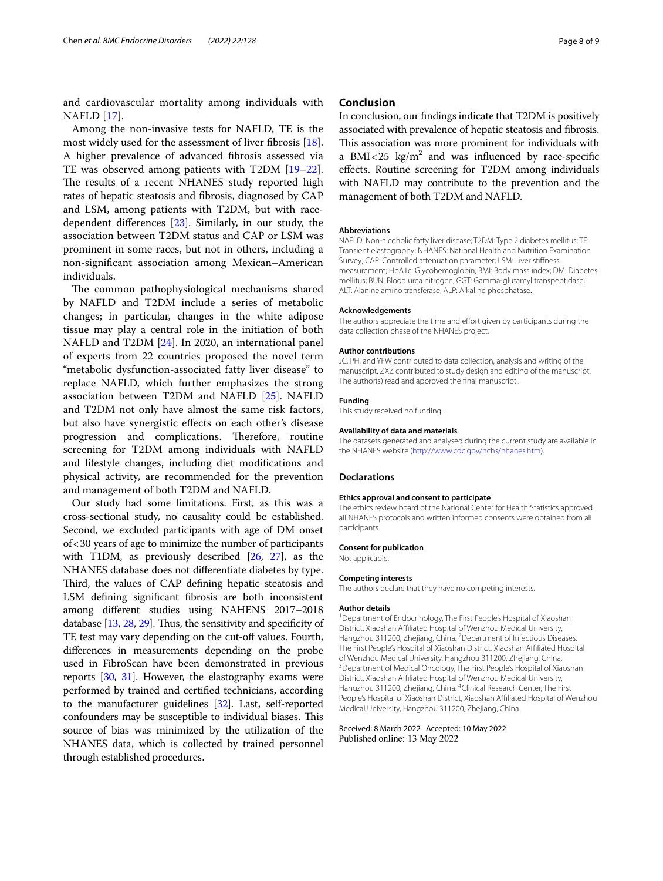and cardiovascular mortality among individuals with NAFLD [17].

Among the non-invasive tests for NAFLD, TE is the most widely used for the assessment of liver fibrosis [18]. A higher prevalence of advanced fibrosis assessed via TE was observed among patients with T2DM [19–22]. The results of a recent NHANES study reported high rates of hepatic steatosis and fibrosis, diagnosed by CAP and LSM, among patients with T2DM, but with race-dependent differences [23]. Similarly, in our study, the association between T2DM status and CAP or LSM was prominent in some races, but not in others, including a non-significant association among Mexican–American individuals.

The common pathophysiological mechanisms shared by NAFLD and T2DM include a series of metabolic changes; in particular, changes in the white adipose tissue may play a central role in the initiation of both NAFLD and T2DM [24]. In 2020, an international panel of experts from 22 countries proposed the novel term "metabolic dysfunction-associated fatty liver disease" to replace NAFLD, which further emphasizes the strong association between T2DM and NAFLD [25]. NAFLD and T2DM not only have almost the same risk factors, but also have synergistic effects on each other's disease progression and complications. Therefore, routine screening for T2DM among individuals with NAFLD and lifestyle changes, including diet modifications and physical activity, are recommended for the prevention and management of both T2DM and NAFLD.

Our study had some limitations. First, as this was a cross-sectional study, no causality could be established. Second, we excluded participants with age of DM onset of < 30 years of age to minimize the number of participants with T1DM, as previously described [26, 27], as the NHANES database does not differentiate diabetes by type. Third, the values of CAP defining hepatic steatosis and LSM defining significant fibrosis are both inconsistent among different studies using NAHENS 2017–2018 database [13, 28, 29]. Thus, the sensitivity and specificity of TE test may vary depending on the cut-off values. Fourth, differences in measurements depending on the probe used in FibroScan have been demonstrated in previous reports [30, 31]. However, the elastography exams were performed by trained and certified technicians, according to the manufacturer guidelines [32]. Last, self-reported confounders may be susceptible to individual biases. This source of bias was minimized by the utilization of the NHANES data, which is collected by trained personnel through established procedures.

## Conclusion

In conclusion, our findings indicate that T2DM is positively associated with prevalence of hepatic steatosis and fibrosis. This association was more prominent for individuals with a BMI < 25 kg/$m^2$ and was influenced by race-specific effects. Routine screening for T2DM among individuals with NAFLD may contribute to the prevention and the management of both T2DM and NAFLD.

### Abbreviations

NAFLD: Non-alcoholic fatty liver disease; T2DM: Type 2 diabetes mellitus; TE: Transient elastography; NHANES: National Health and Nutrition Examination Survey; CAP: Controlled attenuation parameter; LSM: Liver stiffness measurement; HbA1c: Glycohemoglobin; BMI: Body mass index; DM: Diabetes mellitus; BUN: Blood urea nitrogen; GGT: Gamma-glutamyl transpeptidase; ALT: Alanine amino transferase; ALP: Alkaline phosphatase.

### Acknowledgements

The authors appreciate the time and effort given by participants during the data collection phase of the NHANES project.

### Author contributions

JC, PH, and YFW contributed to data collection, analysis and writing of the manuscript. ZXZ contributed to study design and editing of the manuscript. The author(s) read and approved the final manuscript..

### Funding

This study received no funding.

### Availability of data and materials

The datasets generated and analysed during the current study are available in the NHANES website (http://www.cdc.gov/nchs/nhanes.htm).

## Declarations

### Ethics approval and consent to participate

The ethics review board of the National Center for Health Statistics approved all NHANES protocols and written informed consents were obtained from all participants.

### Consent for publication

Not applicable.

### Competing interests

The authors declare that they have no competing interests.

### Author details

[1] Department of Endocrinology, The First People's Hospital of Xiaoshan District, Xiaoshan Affiliated Hospital of Wenzhou Medical University, Hangzhou 311200, Zhejiang, China. [2] Department of Infectious Diseases, The First People's Hospital of Xiaoshan District, Xiaoshan Affiliated Hospital of Wenzhou Medical University, Hangzhou 311200, Zhejiang, China. [3] Department of Medical Oncology, The First People's Hospital of Xiaoshan District, Xiaoshan Affiliated Hospital of Wenzhou Medical University, Hangzhou 311200, Zhejiang, China. [4] Clinical Research Center, The First People's Hospital of Xiaoshan District, Xiaoshan Affiliated Hospital of Wenzhou Medical University, Hangzhou 311200, Zhejiang, China.

Received: 8 March 2022 Accepted: 10 May 2022
Published online: 13 May 2022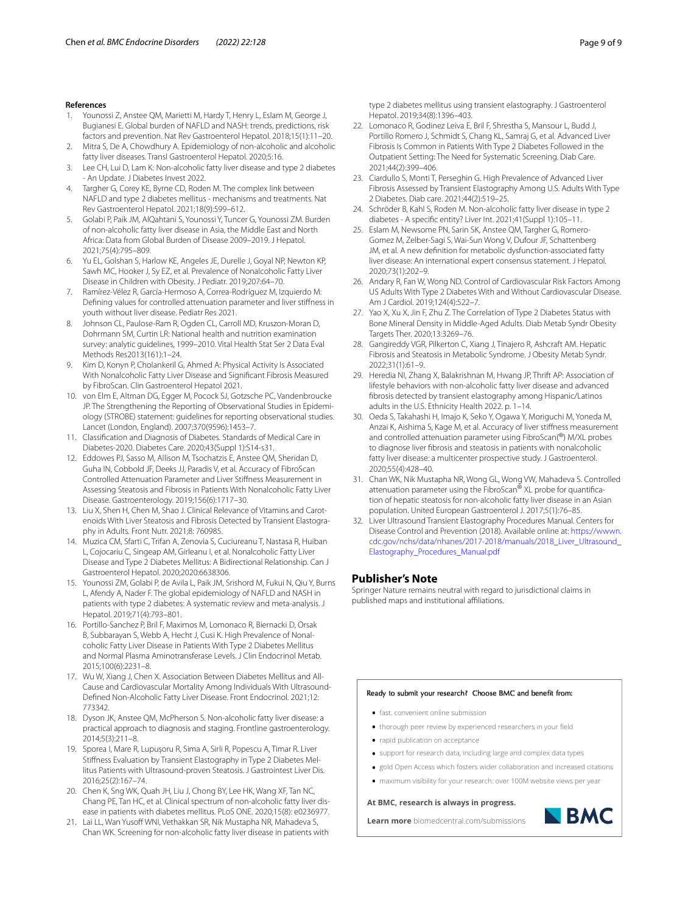## References

1. Younossi Z, Anstee QM, Marietti M, Hardy T, Henry L, Eslam M, George J, Bugianesi E. Global burden of NAFLD and NASH: trends, predictions, risk factors and prevention. Nat Rev Gastroenterol Hepatol. 2018;15(1):11–20.
2. Mitra S, De A, Chowdhury A. Epidemiology of non-alcoholic and alcoholic fatty liver diseases. Transl Gastroenterol Hepatol. 2020;5:16.
3. Lee CH, Lui D, Lam K: Non-alcoholic fatty liver disease and type 2 diabetes - An Update. J Diabetes Invest 2022.
4. Targher G, Corey KE, Byrne CD, Roden M. The complex link between NAFLD and type 2 diabetes mellitus - mechanisms and treatments. Nat Rev Gastroenterol Hepatol. 2021;18(9):599–612.
5. Golabi P, Paik JM, AlQahtani S, Younossi Y, Tuncer G, Younossi ZM. Burden of non-alcoholic fatty liver disease in Asia, the Middle East and North Africa: Data from Global Burden of Disease 2009–2019. J Hepatol. 2021;75(4):795–809.
6. Yu EL, Golshan S, Harlow KE, Angeles JE, Durelle J, Goyal NP, Newton KP, Sawh MC, Hooker J, Sy EZ, et al. Prevalence of Nonalcoholic Fatty Liver Disease in Children with Obesity. J Pediatr. 2019;207:64–70.
7. Ramírez-Vélez R, García-Hermoso A, Correa-Rodríguez M, Izquierdo M: Defining values for controlled attenuation parameter and liver stiffness in youth without liver disease. Pediatr Res 2021.
8. Johnson CL, Paulose-Ram R, Ogden CL, Carroll MD, Kruszon-Moran D, Dohrmann SM, Curtin LR: National health and nutrition examination survey: analytic guidelines, 1999–2010. Vital Health Stat Ser 2 Data Eval Methods Res2013(161):1–24.
9. Kim D, Konyn P, Cholankeril G, Ahmed A: Physical Activity Is Associated With Nonalcoholic Fatty Liver Disease and Significant Fibrosis Measured by FibroScan. Clin Gastroenterol Hepatol 2021.
10. von Elm E, Altman DG, Egger M, Pocock SJ, Gotzsche PC, Vandenbroucke JP. The Strengthening the Reporting of Observational Studies in Epidemiology (STROBE) statement: guidelines for reporting observational studies. Lancet (London, England). 2007;370(9596):1453–7.
11. Classification and Diagnosis of Diabetes. Standards of Medical Care in Diabetes-2020. Diabetes Care. 2020;43(Suppl 1):S14-s31.
12. Eddowes PJ, Sasso M, Allison M, Tsochatzis E, Anstee QM, Sheridan D, Guha IN, Cobbold JF, Deeks JJ, Paradis V, et al. Accuracy of FibroScan Controlled Attenuation Parameter and Liver Stiffness Measurement in Assessing Steatosis and Fibrosis in Patients With Nonalcoholic Fatty Liver Disease. Gastroenterology. 2019;156(6):1717–30.
13. Liu X, Shen H, Chen M, Shao J. Clinical Relevance of Vitamins and Carotenoids With Liver Steatosis and Fibrosis Detected by Transient Elastography in Adults. Front Nutr. 2021;8: 760985.
14. Muzica CM, Sfarti C, Trifan A, Zenovia S, Cuciureanu T, Nastasa R, Huiban L, Cojocariu C, Singeap AM, Girleanu I, et al. Nonalcoholic Fatty Liver Disease and Type 2 Diabetes Mellitus: A Bidirectional Relationship. Can J Gastroenterol Hepatol. 2020;2020:6638306.
15. Younossi ZM, Golabi P, de Avila L, Paik JM, Srishord M, Fukui N, Qiu Y, Burns L, Afendy A, Nader F. The global epidemiology of NAFLD and NASH in patients with type 2 diabetes: A systematic review and meta-analysis. J Hepatol. 2019;71(4):793–801.
16. Portillo-Sanchez P, Bril F, Maximos M, Lomonaco R, Biernacki D, Orsak B, Subbarayan S, Webb A, Hecht J, Cusi K. High Prevalence of Nonalcoholic Fatty Liver Disease in Patients With Type 2 Diabetes Mellitus and Normal Plasma Aminotransferase Levels. J Clin Endocrinol Metab. 2015;100(6):2231–8.
17. Wu W, Xiang J, Chen X. Association Between Diabetes Mellitus and All-Cause and Cardiovascular Mortality Among Individuals With Ultrasound-Defined Non-Alcoholic Fatty Liver Disease. Front Endocrinol. 2021;12: 773342.
18. Dyson JK, Anstee QM, McPherson S. Non-alcoholic fatty liver disease: a practical approach to diagnosis and staging. Frontline gastroenterology. 2014;5(3):211–8.
19. Sporea I, Mare R, Lupuşoru R, Sima A, Sirli R, Popescu A, Timar R. Liver Stiffness Evaluation by Transient Elastography in Type 2 Diabetes Mellitus Patients with Ultrasound-proven Steatosis. J Gastrointest Liver Dis. 2016;25(2):167–74.
20. Chen K, Sng WK, Quah JH, Liu J, Chong BY, Lee HK, Wang XF, Tan NC, Chang PE, Tan HC, et al. Clinical spectrum of non-alcoholic fatty liver disease in patients with diabetes mellitus. PLoS ONE. 2020;15(8): e0236977.
21. Lai LL, Wan Yusoff WNI, Vethakkan SR, Nik Mustapha NR, Mahadeva S, Chan WK. Screening for non-alcoholic fatty liver disease in patients with type 2 diabetes mellitus using transient elastography. J Gastroenterol Hepatol. 2019;34(8):1396–403.
22. Lomonaco R, Godinez Leiva E, Bril F, Shrestha S, Mansour L, Budd J, Portillo Romero J, Schmidt S, Chang KL, Samraj G, et al. Advanced Liver Fibrosis Is Common in Patients With Type 2 Diabetes Followed in the Outpatient Setting: The Need for Systematic Screening. Diab Care. 2021;44(2):399–406.
23. Ciardullo S, Monti T, Perseghin G. High Prevalence of Advanced Liver Fibrosis Assessed by Transient Elastography Among U.S. Adults With Type 2 Diabetes. Diab care. 2021;44(2):519–25.
24. Schröder B, Kahl S, Roden M. Non-alcoholic fatty liver disease in type 2 diabetes - A specific entity? Liver Int. 2021;41(Suppl 1):105–11.
25. Eslam M, Newsome PN, Sarin SK, Anstee QM, Targher G, Romero-Gomez M, Zelber-Sagi S, Wai-Sun Wong V, Dufour JF, Schattenberg JM, et al. A new definition for metabolic dysfunction-associated fatty liver disease: An international expert consensus statement. J Hepatol. 2020;73(1):202–9.
26. Andary R, Fan W, Wong ND. Control of Cardiovascular Risk Factors Among US Adults With Type 2 Diabetes With and Without Cardiovascular Disease. Am J Cardiol. 2019;124(4):522–7.
27. Yao X, Xu X, Jin F, Zhu Z. The Correlation of Type 2 Diabetes Status with Bone Mineral Density in Middle-Aged Adults. Diab Metab Syndr Obesity Targets Ther. 2020;13:3269–76.
28. Gangireddy VGR, Pilkerton C, Xiang J, Tinajero R, Ashcraft AM. Hepatic Fibrosis and Steatosis in Metabolic Syndrome. J Obesity Metab Syndr. 2022;31(1):61–9.
29. Heredia NI, Zhang X, Balakrishnan M, Hwang JP, Thrift AP: Association of lifestyle behaviors with non-alcoholic fatty liver disease and advanced fibrosis detected by transient elastography among Hispanic/Latinos adults in the U.S. Ethnicity Health 2022. p. 1–14.
30. Oeda S, Takahashi H, Imajo K, Seko Y, Ogawa Y, Moriguchi M, Yoneda M, Anzai K, Aishima S, Kage M, et al. Accuracy of liver stiffness measurement and controlled attenuation parameter using FibroScan(®) M/XL probes to diagnose liver fibrosis and steatosis in patients with nonalcoholic fatty liver disease: a multicenter prospective study. J Gastroenterol. 2020;55(4):428–40.
31. Chan WK, Nik Mustapha NR, Wong GL, Wong VW, Mahadeva S. Controlled attenuation parameter using the FibroScan® XL probe for quantification of hepatic steatosis for non-alcoholic fatty liver disease in an Asian population. United European Gastroenterol J. 2017;5(1):76–85.
32. Liver Ultrasound Transient Elastography Procedures Manual. Centers for Disease Control and Prevention (2018). Available online at: https://wwwn.cdc.gov/nchs/data/nhanes/2017-2018/manuals/2018_Liver_Ultrasound_Elastography_Procedures_Manual.pdf

## Publisher's Note

Springer Nature remains neutral with regard to jurisdictional claims in published maps and institutional affiliations.

Ready to submit your research? Choose BMC and benefit from:

- fast, convenient online submission
- thorough peer review by experienced researchers in your field
- rapid publication on acceptance
- support for research data, including large and complex data types
- gold Open Access which fosters wider collaboration and increased citations
- maximum visibility for your research: over 100M website views per year

**At BMC, research is always in progress.**

**Learn more** biomedcentral.com/submissions

BMC